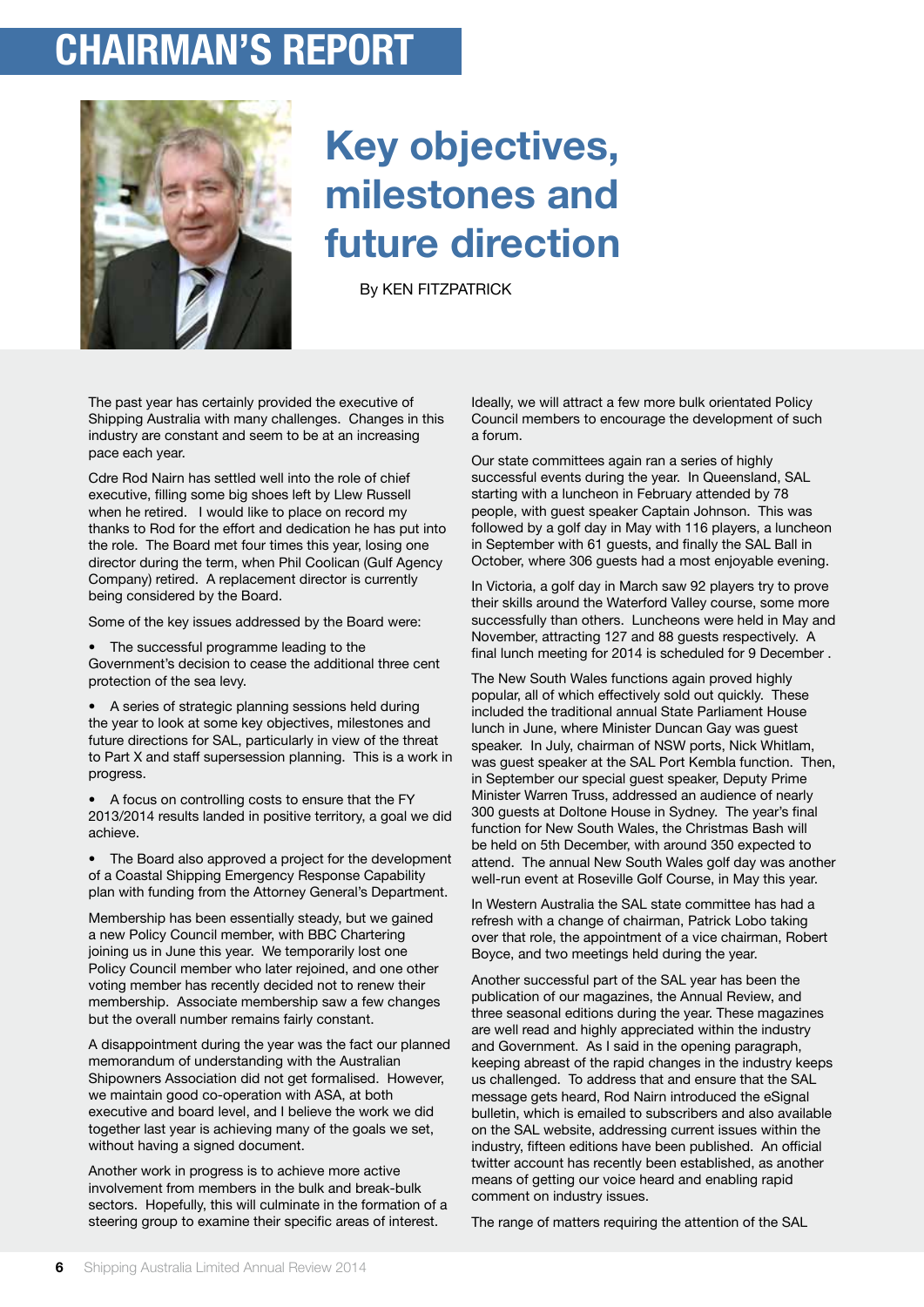# CHAIRMAN'S REPORT

## Key objectives, milestones and future direction

By KEN FITZPATRICK

The past year has certainly provided the executive of Shipping Australia with many challenges. Changes in this industry are constant and seem to be at an increasing pace each year.

Cdre Rod Nairn has settled well into the role of chief executive, filling some big shoes left by Llew Russell when he retired. I would like to place on record my thanks to Rod for the effort and dedication he has put into the role. The Board met four times this year, losing one director during the term, when Phil Coolican (Gulf Agency Company) retired. A replacement director is currently being considered by the Board.

Some of the key issues addressed by the Board were:

- The successful programme leading to the Government's decision to cease the additional three cent protection of the sea levy.
- A series of strategic planning sessions held during the year to look at some key objectives, milestones and future directions for SAL, particularly in view of the threat to Part X and staff supersession planning. This is a work in progress.
- A focus on controlling costs to ensure that the FY 2013/2014 results landed in positive territory, a goal we did achieve.
- The Board also approved a project for the development of a Coastal Shipping Emergency Response Capability plan with funding from the Attorney General's Department.

Membership has been essentially steady, but we gained a new Policy Council member, with BBC Chartering joining us in June this year. We temporarily lost one Policy Council member who later rejoined, and one other voting member has recently decided not to renew their membership. Associate membership saw a few changes but the overall number remains fairly constant.

A disappointment during the year was the fact our planned memorandum of understanding with the Australian Shipowners Association did not get formalised. However, we maintain good co-operation with ASA, at both executive and board level, and I believe the work we did together last year is achieving many of the goals we set, without having a signed document.

Another work in progress is to achieve more active involvement from members in the bulk and break-bulk sectors. Hopefully, this will culminate in the formation of a steering group to examine their specific areas of interest. Ideally, we will attract a few more bulk orientated Policy Council members to encourage the development of such a forum.

Our state committees again ran a series of highly successful events during the year. In Queensland, SAL starting with a luncheon in February attended by 78 people, with guest speaker Captain Johnson. This was followed by a golf day in May with 116 players, a luncheon in September with 61 guests, and finally the SAL Ball in October, where 306 guests had a most enjoyable evening.

In Victoria, a golf day in March saw 92 players try to prove their skills around the Waterford Valley course, some more successfully than others. Luncheons were held in May and November, attracting 127 and 88 guests respectively. A final lunch meeting for 2014 is scheduled for 9 December .

The New South Wales functions again proved highly popular, all of which effectively sold out quickly. These included the traditional annual State Parliament House lunch in June, where Minister Duncan Gay was guest speaker. In July, chairman of NSW ports, Nick Whitlam, was guest speaker at the SAL Port Kembla function. Then, in September our special guest speaker, Deputy Prime Minister Warren Truss, addressed an audience of nearly 300 guests at Doltone House in Sydney. The year's final function for New South Wales, the Christmas Bash will be held on 5th December, with around 350 expected to attend. The annual New South Wales golf day was another well-run event at Roseville Golf Course, in May this year.

In Western Australia the SAL state committee has had a refresh with a change of chairman, Patrick Lobo taking over that role, the appointment of a vice chairman, Robert Boyce, and two meetings held during the year.

Another successful part of the SAL year has been the publication of our magazines, the Annual Review, and three seasonal editions during the year. These magazines are well read and highly appreciated within the industry and Government. As I said in the opening paragraph, keeping abreast of the rapid changes in the industry keeps us challenged. To address that and ensure that the SAL message gets heard, Rod Nairn introduced the eSignal bulletin, which is emailed to subscribers and also available on the SAL website, addressing current issues within the industry, fifteen editions have been published. An official twitter account has recently been established, as another means of getting our voice heard and enabling rapid comment on industry issues.

The range of matters requiring the attention of the SAL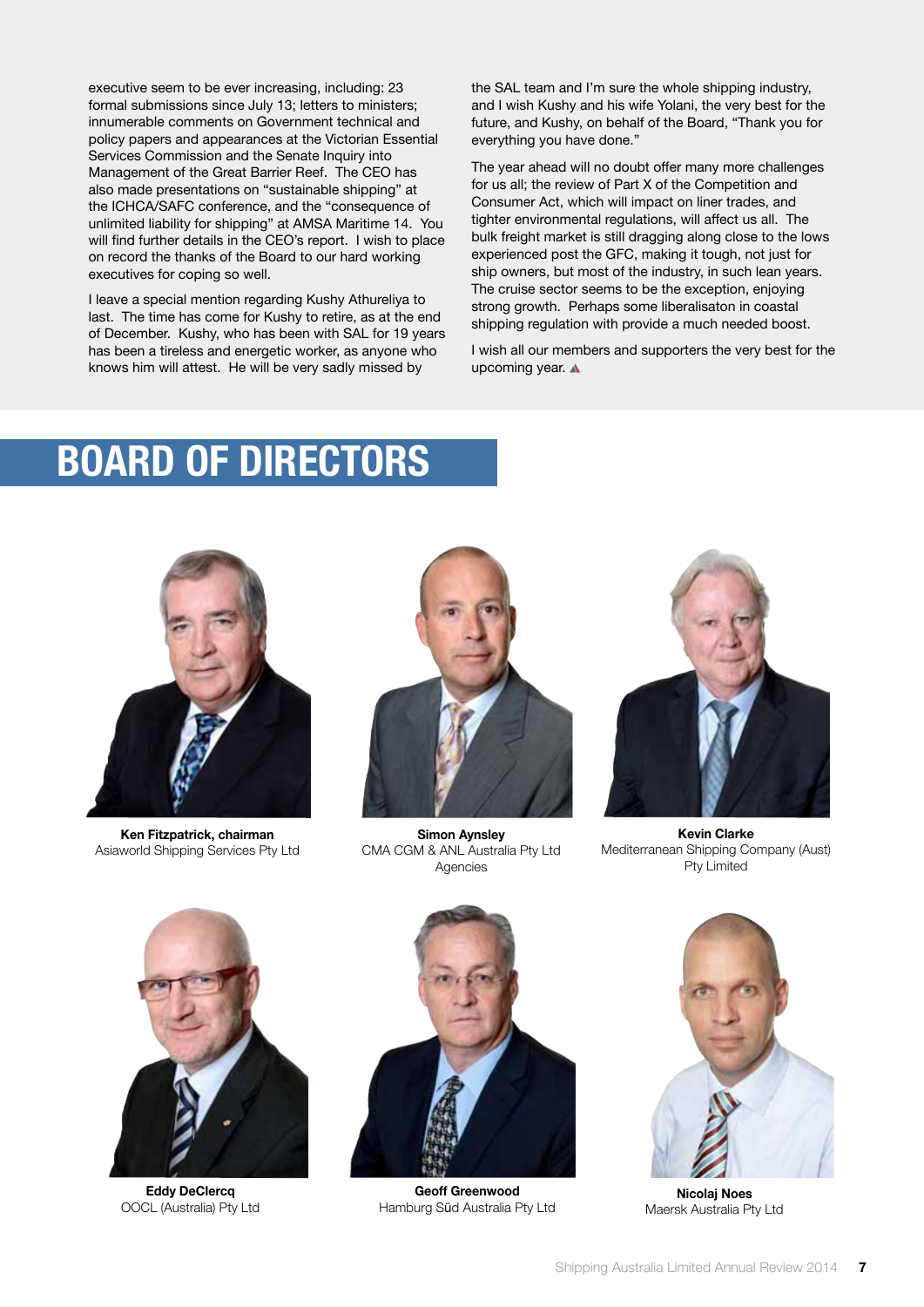executive seem to be ever increasing, including: 23 formal submissions since July 13; letters to ministers; innumerable comments on Government technical and policy papers and appearances at the Victorian Essential Services Commission and the Senate Inquiry into Management of the Great Barrier Reef. The CEO has also made presentations on "sustainable shipping" at the ICHCA/SAFC conference, and the "consequence of unlimited liability for shipping" at AMSA Maritime 14. You will find further details in the CEO's report. I wish to place on record the thanks of the Board to our hard working executives for coping so well.

I leave a special mention regarding Kushy Athureliya to last. The time has come for Kushy to retire, as at the end of December. Kushy, who has been with SAL for 19 years has been a tireless and energetic worker, as anyone who knows him will attest. He will be very sadly missed by the SAL team and I'm sure the whole shipping industry, and I wish Kushy and his wife Yolani, the very best for the future, and Kushy, on behalf of the Board, "Thank you for everything you have done."

The year ahead will no doubt offer many more challenges for us all; the review of Part X of the Competition and Consumer Act, which will impact on liner trades, and tighter environmental regulations, will affect us all. The bulk freight market is still dragging along close to the lows experienced post the GFC, making it tough, not just for ship owners, but most of the industry, in such lean years. The cruise sector seems to be the exception, enjoying strong growth. Perhaps some liberalisaton in coastal shipping regulation with provide a much needed boost.

I wish all our members and supporters the very best for the upcoming year.

# BOARD OF DIRECTORS

**Ken Fitzpatrick, chairman**
Asiaworld Shipping Services Pty Ltd

**Simon Aynsley**
CMA CGM & ANL Australia Pty Ltd Agencies

**Kevin Clarke**
Mediterranean Shipping Company (Aust) Pty Limited

**Eddy DeClercq**
OOCL (Australia) Pty Ltd

**Geoff Greenwood**
Hamburg Süd Australia Pty Ltd

**Nicolaj Noes**
Maersk Australia Pty Ltd